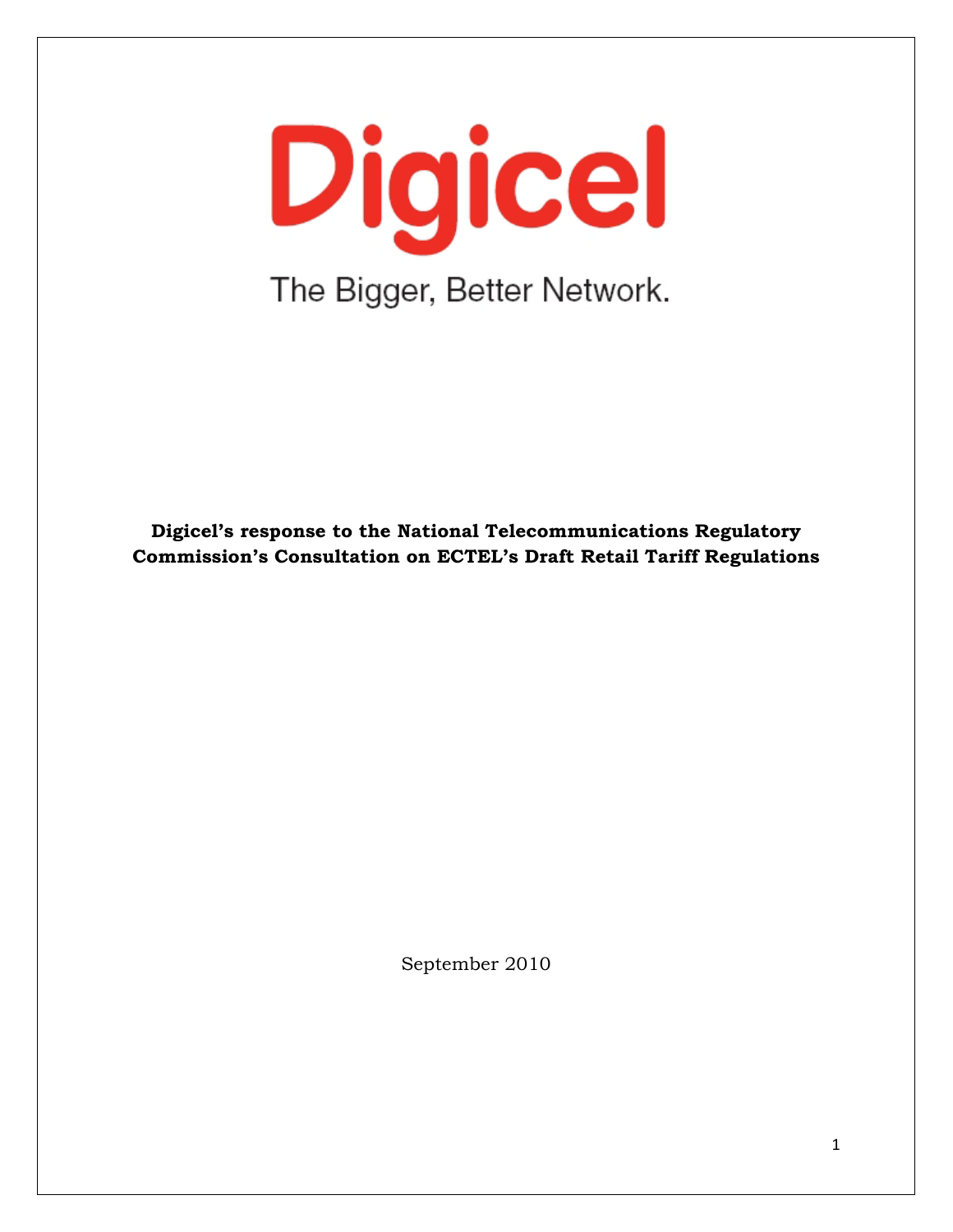Digicel

The Bigger, Better Network.

**Digicel's response to the National Telecommunications Regulatory Commission's Consultation on ECTEL's Draft Retail Tariff Regulations**

September 2010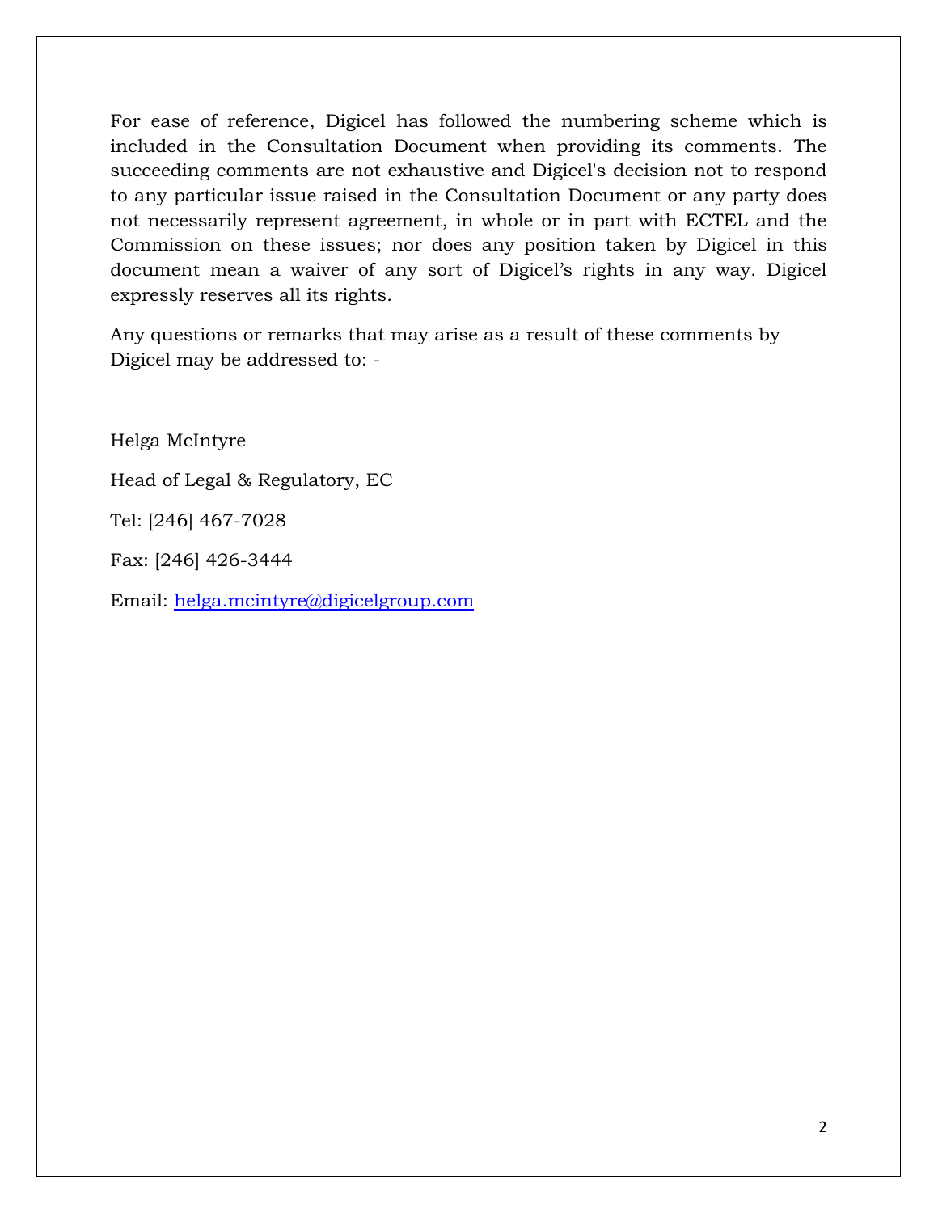For ease of reference, Digicel has followed the numbering scheme which is included in the Consultation Document when providing its comments. The succeeding comments are not exhaustive and Digicel's decision not to respond to any particular issue raised in the Consultation Document or any party does not necessarily represent agreement, in whole or in part with ECTEL and the Commission on these issues; nor does any position taken by Digicel in this document mean a waiver of any sort of Digicel's rights in any way. Digicel expressly reserves all its rights.

Any questions or remarks that may arise as a result of these comments by Digicel may be addressed to: -

Helga McIntyre

Head of Legal & Regulatory, EC

Tel: [246] 467-7028

Fax: [246] 426-3444

Email: helga.mcintyre@digicelgroup.com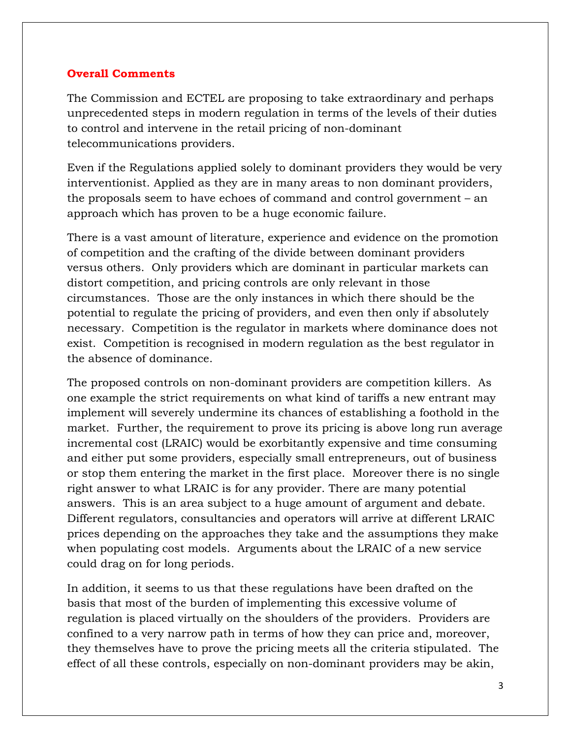**Overall Comments**

The Commission and ECTEL are proposing to take extraordinary and perhaps unprecedented steps in modern regulation in terms of the levels of their duties to control and intervene in the retail pricing of non-dominant telecommunications providers.

Even if the Regulations applied solely to dominant providers they would be very interventionist. Applied as they are in many areas to non dominant providers, the proposals seem to have echoes of command and control government – an approach which has proven to be a huge economic failure.

There is a vast amount of literature, experience and evidence on the promotion of competition and the crafting of the divide between dominant providers versus others. Only providers which are dominant in particular markets can distort competition, and pricing controls are only relevant in those circumstances. Those are the only instances in which there should be the potential to regulate the pricing of providers, and even then only if absolutely necessary. Competition is the regulator in markets where dominance does not exist. Competition is recognised in modern regulation as the best regulator in the absence of dominance.

The proposed controls on non-dominant providers are competition killers. As one example the strict requirements on what kind of tariffs a new entrant may implement will severely undermine its chances of establishing a foothold in the market. Further, the requirement to prove its pricing is above long run average incremental cost (LRAIC) would be exorbitantly expensive and time consuming and either put some providers, especially small entrepreneurs, out of business or stop them entering the market in the first place. Moreover there is no single right answer to what LRAIC is for any provider. There are many potential answers. This is an area subject to a huge amount of argument and debate. Different regulators, consultancies and operators will arrive at different LRAIC prices depending on the approaches they take and the assumptions they make when populating cost models. Arguments about the LRAIC of a new service could drag on for long periods.

In addition, it seems to us that these regulations have been drafted on the basis that most of the burden of implementing this excessive volume of regulation is placed virtually on the shoulders of the providers. Providers are confined to a very narrow path in terms of how they can price and, moreover, they themselves have to prove the pricing meets all the criteria stipulated. The effect of all these controls, especially on non-dominant providers may be akin,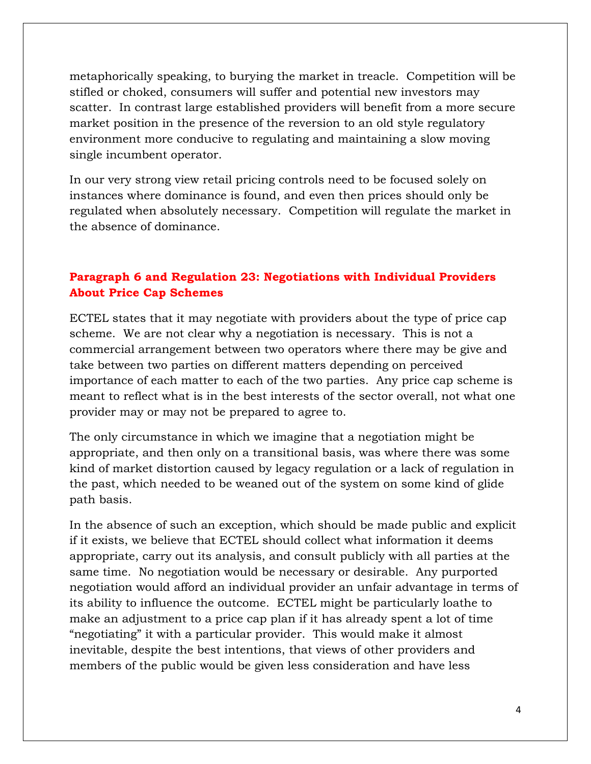metaphorically speaking, to burying the market in treacle. Competition will be stifled or choked, consumers will suffer and potential new investors may scatter. In contrast large established providers will benefit from a more secure market position in the presence of the reversion to an old style regulatory environment more conducive to regulating and maintaining a slow moving single incumbent operator.

In our very strong view retail pricing controls need to be focused solely on instances where dominance is found, and even then prices should only be regulated when absolutely necessary. Competition will regulate the market in the absence of dominance.

## Paragraph 6 and Regulation 23: Negotiations with Individual Providers About Price Cap Schemes

ECTEL states that it may negotiate with providers about the type of price cap scheme. We are not clear why a negotiation is necessary. This is not a commercial arrangement between two operators where there may be give and take between two parties on different matters depending on perceived importance of each matter to each of the two parties. Any price cap scheme is meant to reflect what is in the best interests of the sector overall, not what one provider may or may not be prepared to agree to.

The only circumstance in which we imagine that a negotiation might be appropriate, and then only on a transitional basis, was where there was some kind of market distortion caused by legacy regulation or a lack of regulation in the past, which needed to be weaned out of the system on some kind of glide path basis.

In the absence of such an exception, which should be made public and explicit if it exists, we believe that ECTEL should collect what information it deems appropriate, carry out its analysis, and consult publicly with all parties at the same time. No negotiation would be necessary or desirable. Any purported negotiation would afford an individual provider an unfair advantage in terms of its ability to influence the outcome. ECTEL might be particularly loathe to make an adjustment to a price cap plan if it has already spent a lot of time "negotiating" it with a particular provider. This would make it almost inevitable, despite the best intentions, that views of other providers and members of the public would be given less consideration and have less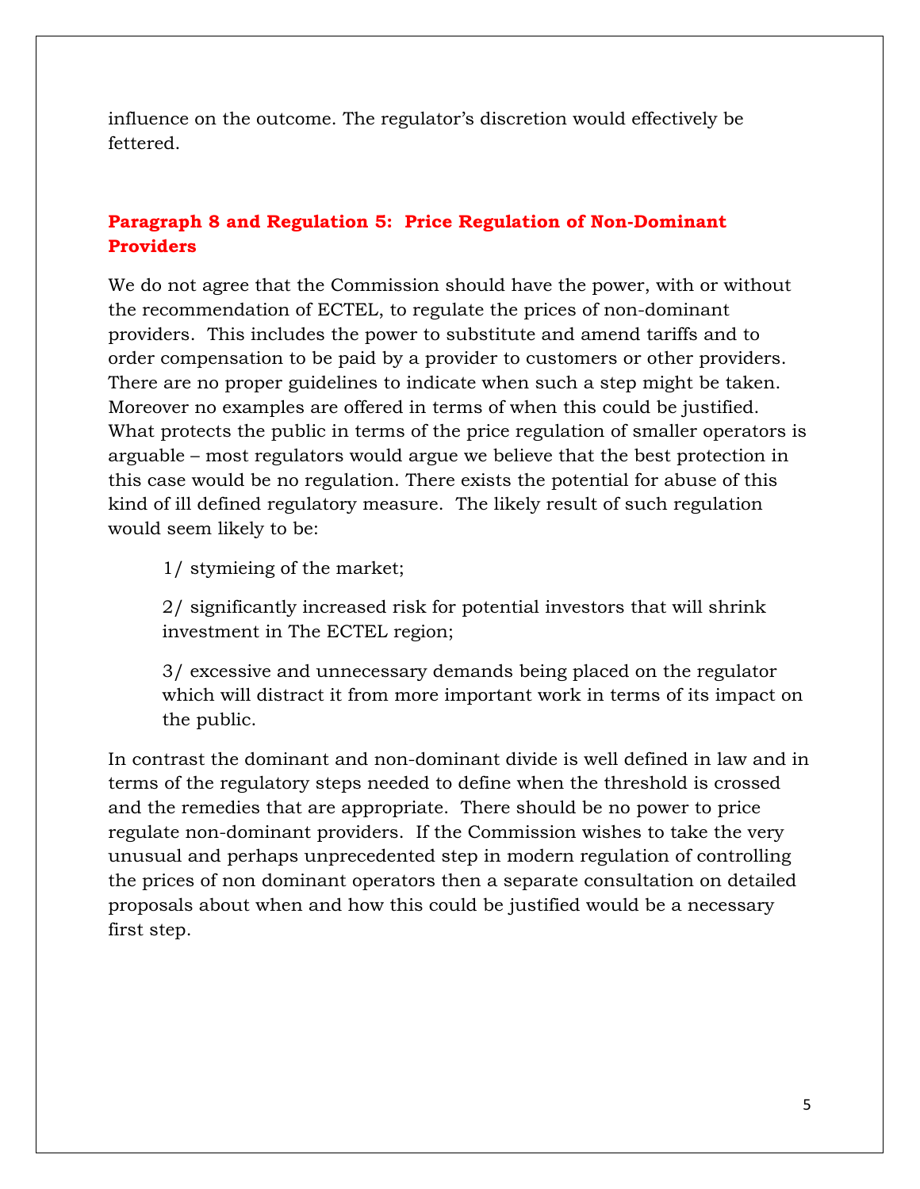influence on the outcome. The regulator's discretion would effectively be fettered.

## Paragraph 8 and Regulation 5: Price Regulation of Non-Dominant Providers

We do not agree that the Commission should have the power, with or without the recommendation of ECTEL, to regulate the prices of non-dominant providers. This includes the power to substitute and amend tariffs and to order compensation to be paid by a provider to customers or other providers. There are no proper guidelines to indicate when such a step might be taken. Moreover no examples are offered in terms of when this could be justified. What protects the public in terms of the price regulation of smaller operators is arguable – most regulators would argue we believe that the best protection in this case would be no regulation. There exists the potential for abuse of this kind of ill defined regulatory measure. The likely result of such regulation would seem likely to be:

> 1/ stymieing of the market;
>
> 2/ significantly increased risk for potential investors that will shrink investment in The ECTEL region;
>
> 3/ excessive and unnecessary demands being placed on the regulator which will distract it from more important work in terms of its impact on the public.

In contrast the dominant and non-dominant divide is well defined in law and in terms of the regulatory steps needed to define when the threshold is crossed and the remedies that are appropriate. There should be no power to price regulate non-dominant providers. If the Commission wishes to take the very unusual and perhaps unprecedented step in modern regulation of controlling the prices of non dominant operators then a separate consultation on detailed proposals about when and how this could be justified would be a necessary first step.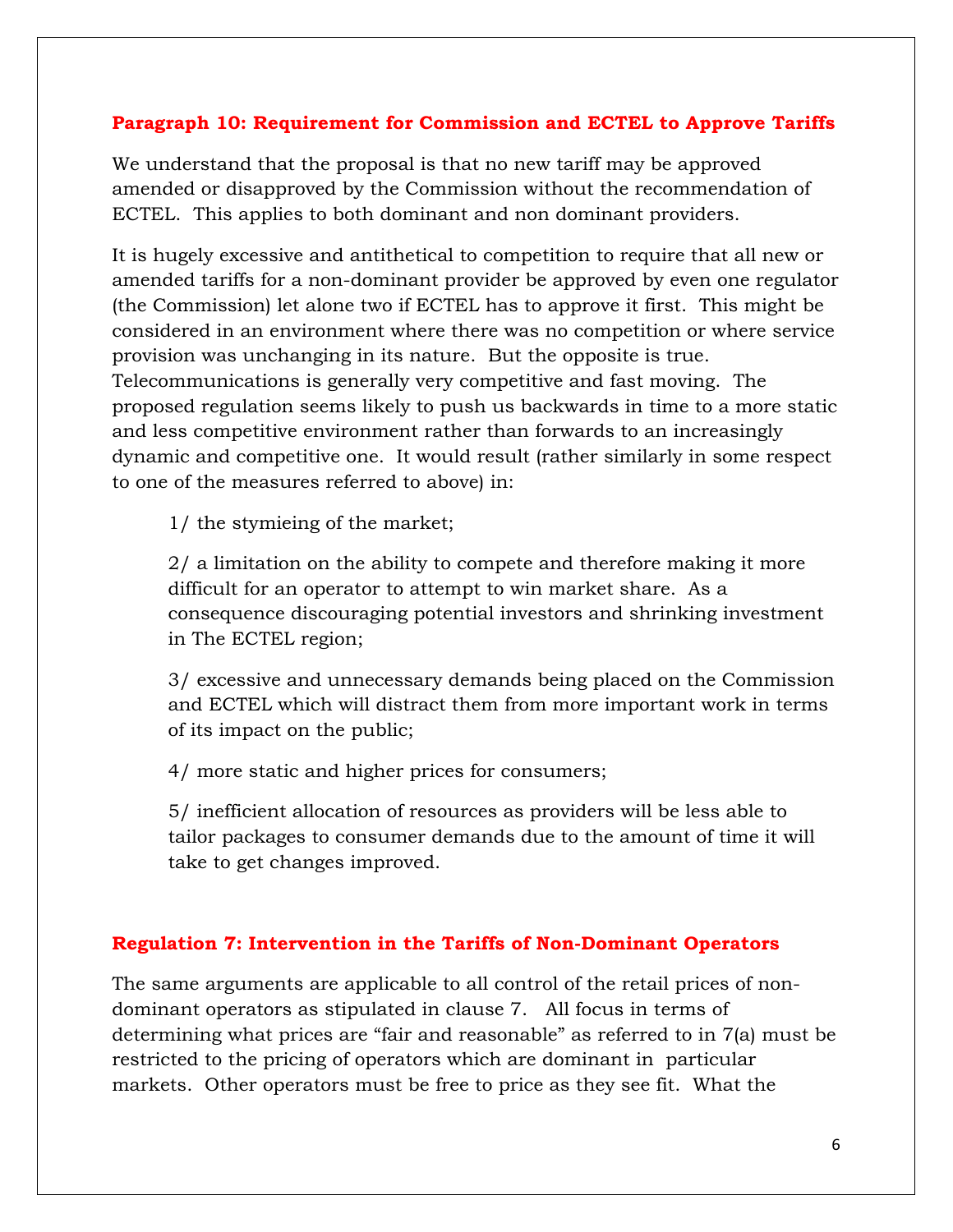### Paragraph 10: Requirement for Commission and ECTEL to Approve Tariffs

We understand that the proposal is that no new tariff may be approved amended or disapproved by the Commission without the recommendation of ECTEL. This applies to both dominant and non dominant providers.

It is hugely excessive and antithetical to competition to require that all new or amended tariffs for a non-dominant provider be approved by even one regulator (the Commission) let alone two if ECTEL has to approve it first. This might be considered in an environment where there was no competition or where service provision was unchanging in its nature. But the opposite is true. Telecommunications is generally very competitive and fast moving. The proposed regulation seems likely to push us backwards in time to a more static and less competitive environment rather than forwards to an increasingly dynamic and competitive one. It would result (rather similarly in some respect to one of the measures referred to above) in:

1/ the stymieing of the market;

2/ a limitation on the ability to compete and therefore making it more difficult for an operator to attempt to win market share. As a consequence discouraging potential investors and shrinking investment in The ECTEL region;

3/ excessive and unnecessary demands being placed on the Commission and ECTEL which will distract them from more important work in terms of its impact on the public;

4/ more static and higher prices for consumers;

5/ inefficient allocation of resources as providers will be less able to tailor packages to consumer demands due to the amount of time it will take to get changes improved.

### Regulation 7: Intervention in the Tariffs of Non-Dominant Operators

The same arguments are applicable to all control of the retail prices of non-dominant operators as stipulated in clause 7. All focus in terms of determining what prices are "fair and reasonable" as referred to in 7(a) must be restricted to the pricing of operators which are dominant in particular markets. Other operators must be free to price as they see fit. What the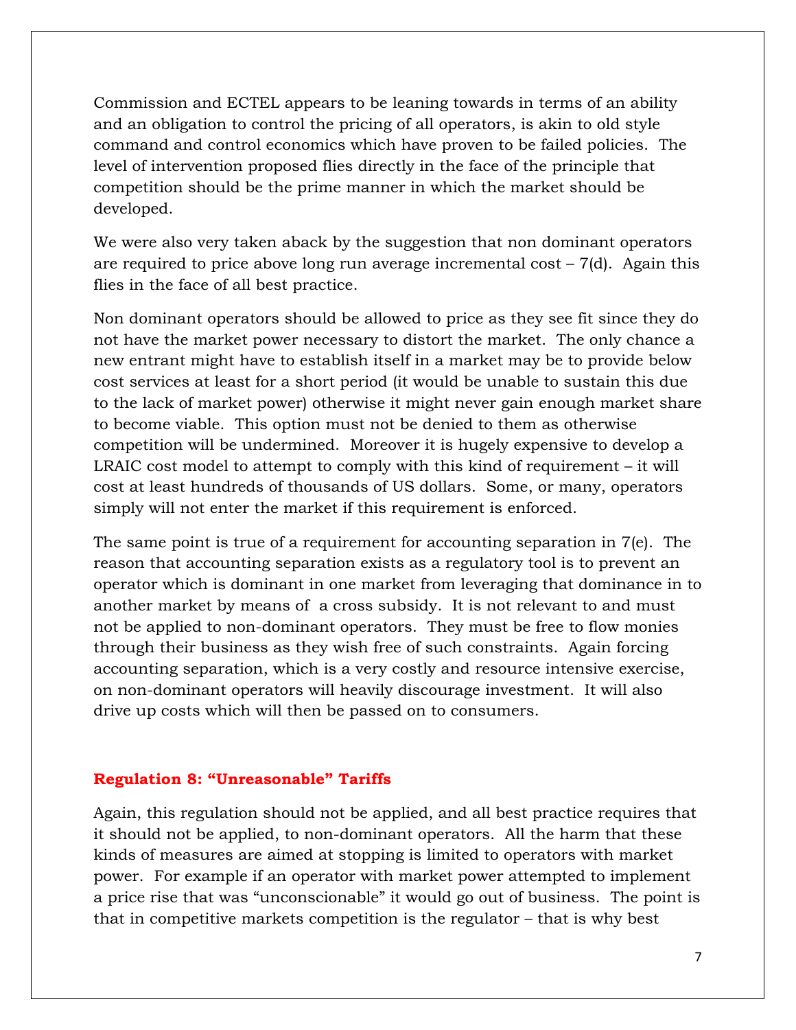Commission and ECTEL appears to be leaning towards in terms of an ability and an obligation to control the pricing of all operators, is akin to old style command and control economics which have proven to be failed policies. The level of intervention proposed flies directly in the face of the principle that competition should be the prime manner in which the market should be developed.

We were also very taken aback by the suggestion that non dominant operators are required to price above long run average incremental cost – 7(d). Again this flies in the face of all best practice.

Non dominant operators should be allowed to price as they see fit since they do not have the market power necessary to distort the market. The only chance a new entrant might have to establish itself in a market may be to provide below cost services at least for a short period (it would be unable to sustain this due to the lack of market power) otherwise it might never gain enough market share to become viable. This option must not be denied to them as otherwise competition will be undermined. Moreover it is hugely expensive to develop a LRAIC cost model to attempt to comply with this kind of requirement – it will cost at least hundreds of thousands of US dollars. Some, or many, operators simply will not enter the market if this requirement is enforced.

The same point is true of a requirement for accounting separation in 7(e). The reason that accounting separation exists as a regulatory tool is to prevent an operator which is dominant in one market from leveraging that dominance in to another market by means of a cross subsidy. It is not relevant to and must not be applied to non-dominant operators. They must be free to flow monies through their business as they wish free of such constraints. Again forcing accounting separation, which is a very costly and resource intensive exercise, on non-dominant operators will heavily discourage investment. It will also drive up costs which will then be passed on to consumers.

### Regulation 8: "Unreasonable" Tariffs

Again, this regulation should not be applied, and all best practice requires that it should not be applied, to non-dominant operators. All the harm that these kinds of measures are aimed at stopping is limited to operators with market power. For example if an operator with market power attempted to implement a price rise that was "unconscionable" it would go out of business. The point is that in competitive markets competition is the regulator – that is why best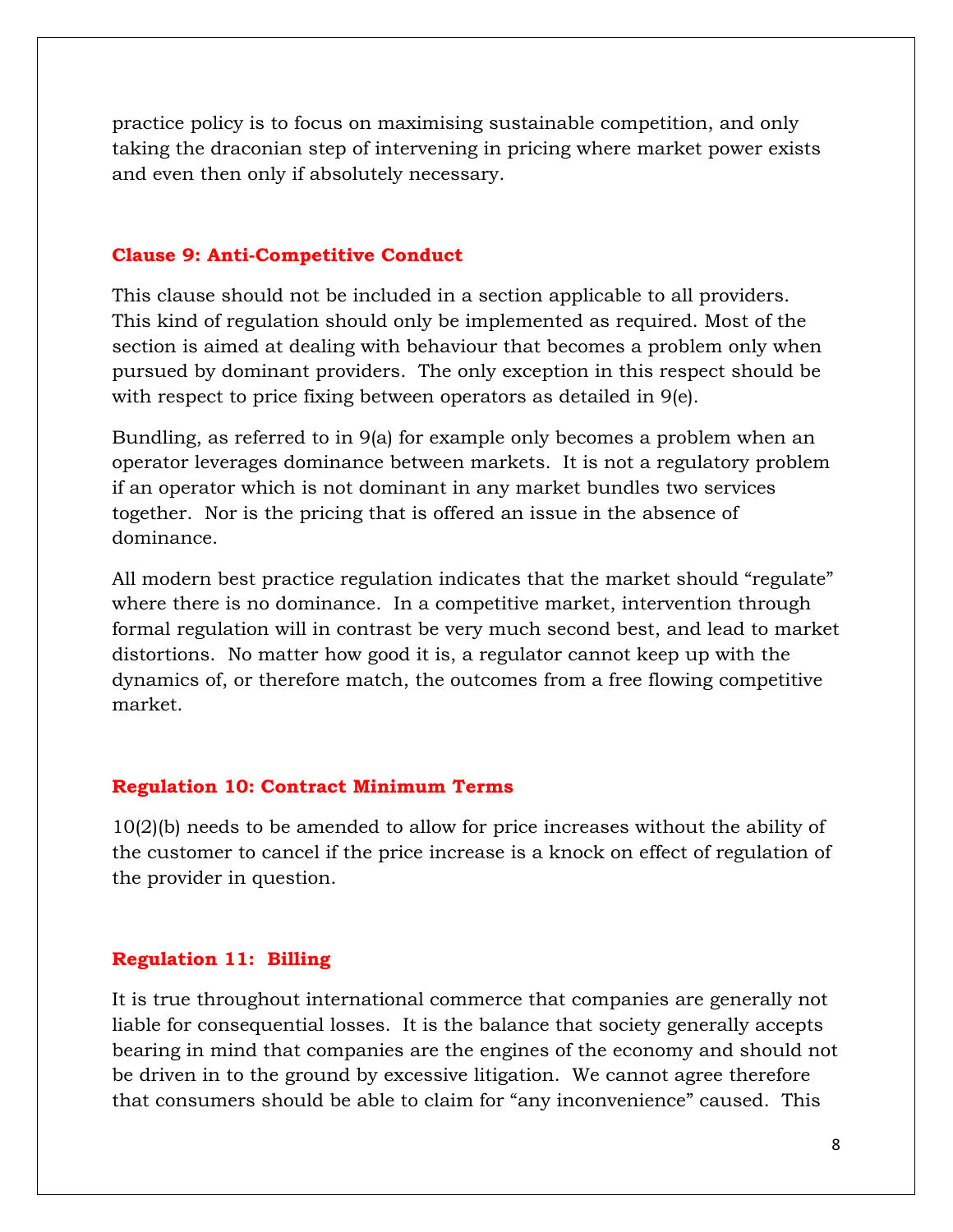practice policy is to focus on maximising sustainable competition, and only taking the draconian step of intervening in pricing where market power exists and even then only if absolutely necessary.

### Clause 9: Anti-Competitive Conduct

This clause should not be included in a section applicable to all providers. This kind of regulation should only be implemented as required. Most of the section is aimed at dealing with behaviour that becomes a problem only when pursued by dominant providers. The only exception in this respect should be with respect to price fixing between operators as detailed in 9(e).

Bundling, as referred to in 9(a) for example only becomes a problem when an operator leverages dominance between markets. It is not a regulatory problem if an operator which is not dominant in any market bundles two services together. Nor is the pricing that is offered an issue in the absence of dominance.

All modern best practice regulation indicates that the market should "regulate" where there is no dominance. In a competitive market, intervention through formal regulation will in contrast be very much second best, and lead to market distortions. No matter how good it is, a regulator cannot keep up with the dynamics of, or therefore match, the outcomes from a free flowing competitive market.

### Regulation 10: Contract Minimum Terms

10(2)(b) needs to be amended to allow for price increases without the ability of the customer to cancel if the price increase is a knock on effect of regulation of the provider in question.

### Regulation 11: Billing

It is true throughout international commerce that companies are generally not liable for consequential losses. It is the balance that society generally accepts bearing in mind that companies are the engines of the economy and should not be driven in to the ground by excessive litigation. We cannot agree therefore that consumers should be able to claim for "any inconvenience" caused. This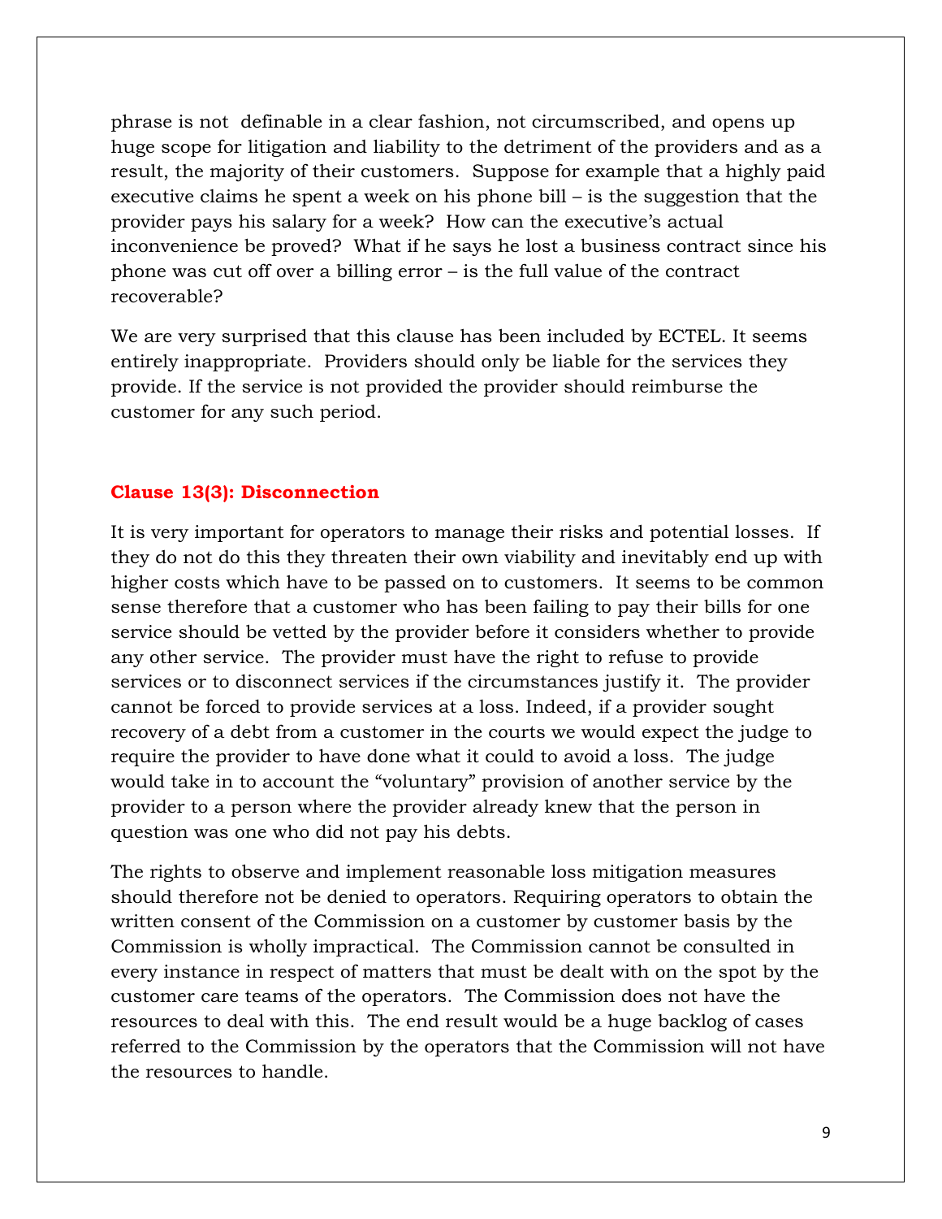phrase is not definable in a clear fashion, not circumscribed, and opens up huge scope for litigation and liability to the detriment of the providers and as a result, the majority of their customers. Suppose for example that a highly paid executive claims he spent a week on his phone bill – is the suggestion that the provider pays his salary for a week? How can the executive's actual inconvenience be proved? What if he says he lost a business contract since his phone was cut off over a billing error – is the full value of the contract recoverable?

We are very surprised that this clause has been included by ECTEL. It seems entirely inappropriate. Providers should only be liable for the services they provide. If the service is not provided the provider should reimburse the customer for any such period.

### Clause 13(3): Disconnection

It is very important for operators to manage their risks and potential losses. If they do not do this they threaten their own viability and inevitably end up with higher costs which have to be passed on to customers. It seems to be common sense therefore that a customer who has been failing to pay their bills for one service should be vetted by the provider before it considers whether to provide any other service. The provider must have the right to refuse to provide services or to disconnect services if the circumstances justify it. The provider cannot be forced to provide services at a loss. Indeed, if a provider sought recovery of a debt from a customer in the courts we would expect the judge to require the provider to have done what it could to avoid a loss. The judge would take in to account the "voluntary" provision of another service by the provider to a person where the provider already knew that the person in question was one who did not pay his debts.

The rights to observe and implement reasonable loss mitigation measures should therefore not be denied to operators. Requiring operators to obtain the written consent of the Commission on a customer by customer basis by the Commission is wholly impractical. The Commission cannot be consulted in every instance in respect of matters that must be dealt with on the spot by the customer care teams of the operators. The Commission does not have the resources to deal with this. The end result would be a huge backlog of cases referred to the Commission by the operators that the Commission will not have the resources to handle.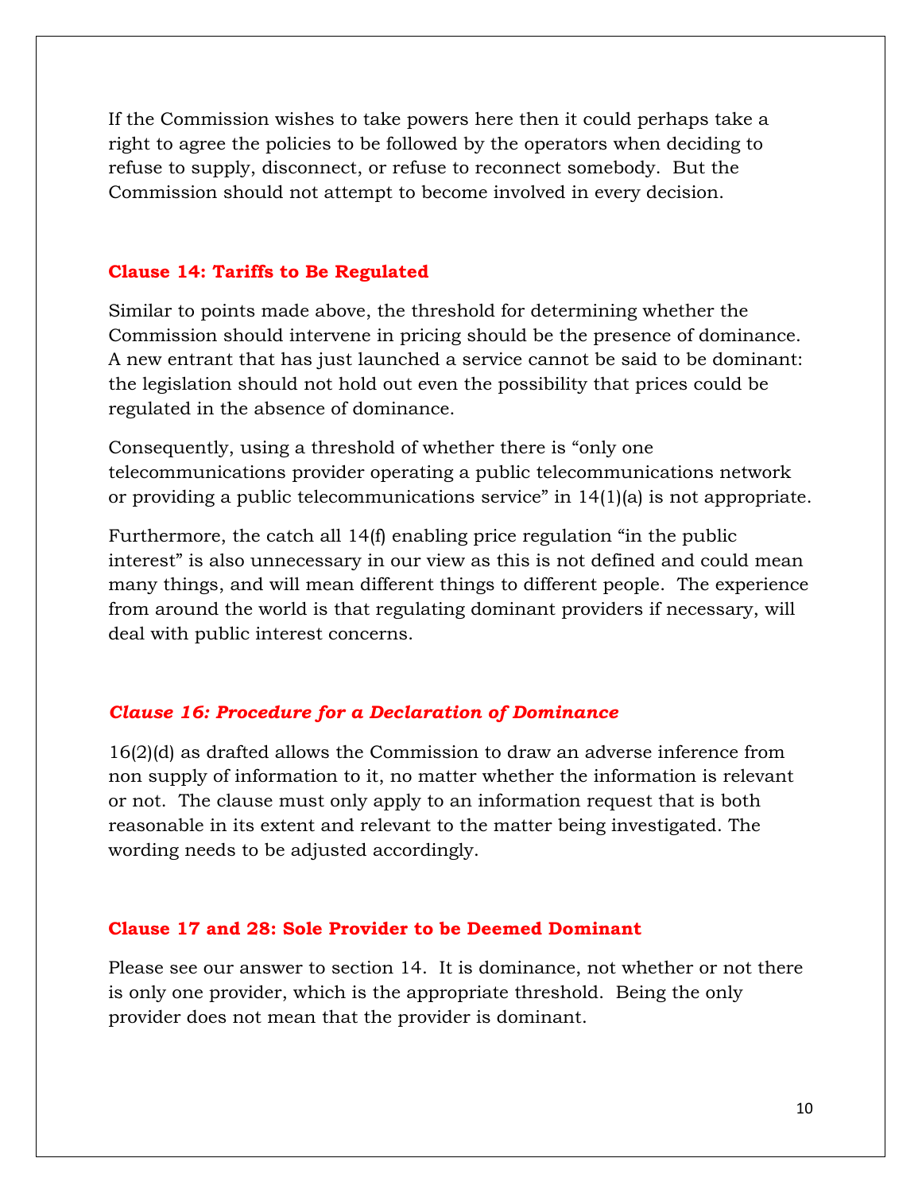If the Commission wishes to take powers here then it could perhaps take a right to agree the policies to be followed by the operators when deciding to refuse to supply, disconnect, or refuse to reconnect somebody. But the Commission should not attempt to become involved in every decision.

### Clause 14: Tariffs to Be Regulated

Similar to points made above, the threshold for determining whether the Commission should intervene in pricing should be the presence of dominance. A new entrant that has just launched a service cannot be said to be dominant: the legislation should not hold out even the possibility that prices could be regulated in the absence of dominance.

Consequently, using a threshold of whether there is "only one telecommunications provider operating a public telecommunications network or providing a public telecommunications service" in 14(1)(a) is not appropriate.

Furthermore, the catch all 14(f) enabling price regulation "in the public interest" is also unnecessary in our view as this is not defined and could mean many things, and will mean different things to different people. The experience from around the world is that regulating dominant providers if necessary, will deal with public interest concerns.

### *Clause 16: Procedure for a Declaration of Dominance*

16(2)(d) as drafted allows the Commission to draw an adverse inference from non supply of information to it, no matter whether the information is relevant or not. The clause must only apply to an information request that is both reasonable in its extent and relevant to the matter being investigated. The wording needs to be adjusted accordingly.

### Clause 17 and 28: Sole Provider to be Deemed Dominant

Please see our answer to section 14. It is dominance, not whether or not there is only one provider, which is the appropriate threshold. Being the only provider does not mean that the provider is dominant.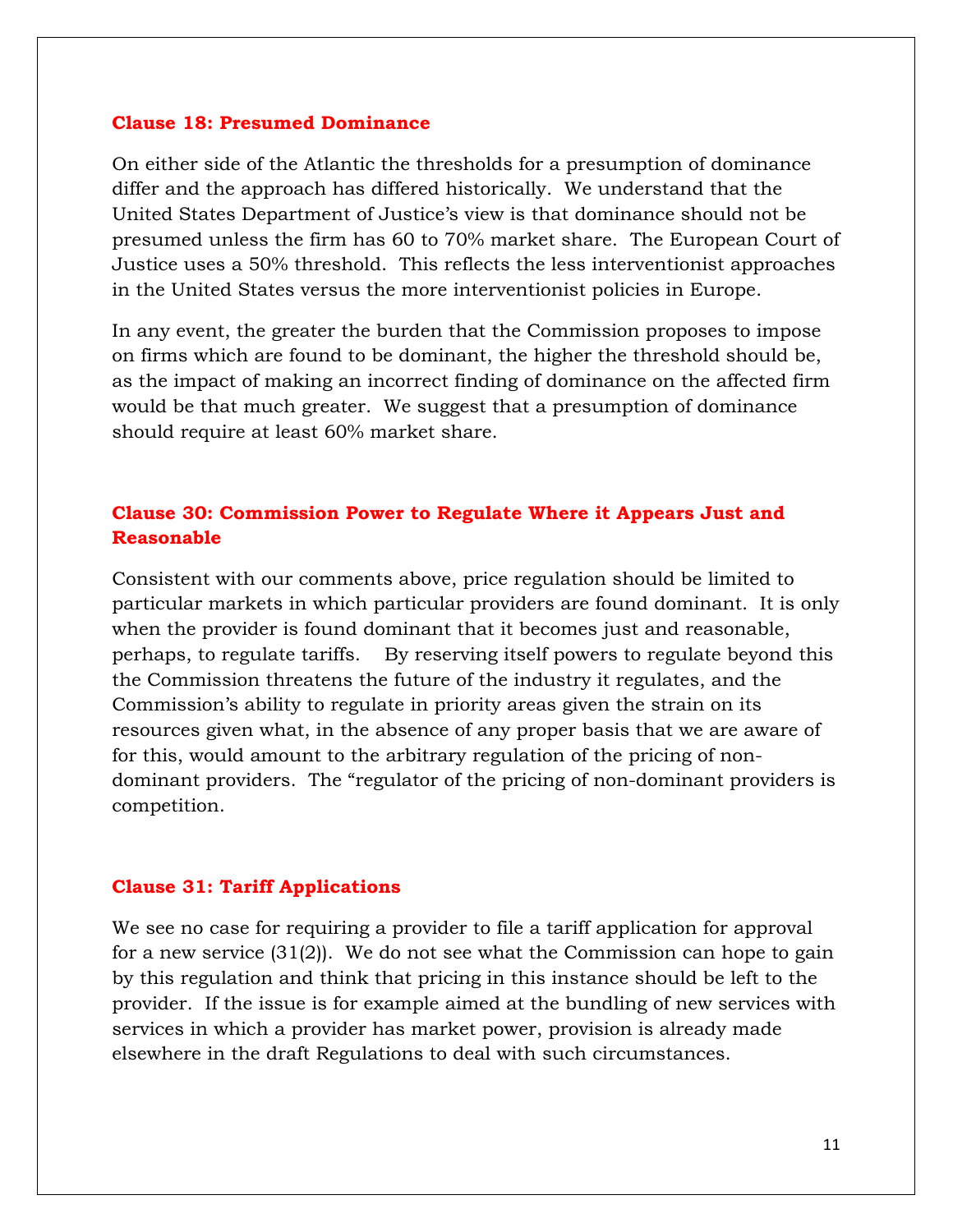**Clause 18: Presumed Dominance**

On either side of the Atlantic the thresholds for a presumption of dominance differ and the approach has differed historically. We understand that the United States Department of Justice's view is that dominance should not be presumed unless the firm has 60 to 70% market share. The European Court of Justice uses a 50% threshold. This reflects the less interventionist approaches in the United States versus the more interventionist policies in Europe.

In any event, the greater the burden that the Commission proposes to impose on firms which are found to be dominant, the higher the threshold should be, as the impact of making an incorrect finding of dominance on the affected firm would be that much greater. We suggest that a presumption of dominance should require at least 60% market share.

**Clause 30: Commission Power to Regulate Where it Appears Just and Reasonable**

Consistent with our comments above, price regulation should be limited to particular markets in which particular providers are found dominant. It is only when the provider is found dominant that it becomes just and reasonable, perhaps, to regulate tariffs. By reserving itself powers to regulate beyond this the Commission threatens the future of the industry it regulates, and the Commission's ability to regulate in priority areas given the strain on its resources given what, in the absence of any proper basis that we are aware of for this, would amount to the arbitrary regulation of the pricing of non-dominant providers. The "regulator of the pricing of non-dominant providers is competition.

**Clause 31: Tariff Applications**

We see no case for requiring a provider to file a tariff application for approval for a new service (31(2)). We do not see what the Commission can hope to gain by this regulation and think that pricing in this instance should be left to the provider. If the issue is for example aimed at the bundling of new services with services in which a provider has market power, provision is already made elsewhere in the draft Regulations to deal with such circumstances.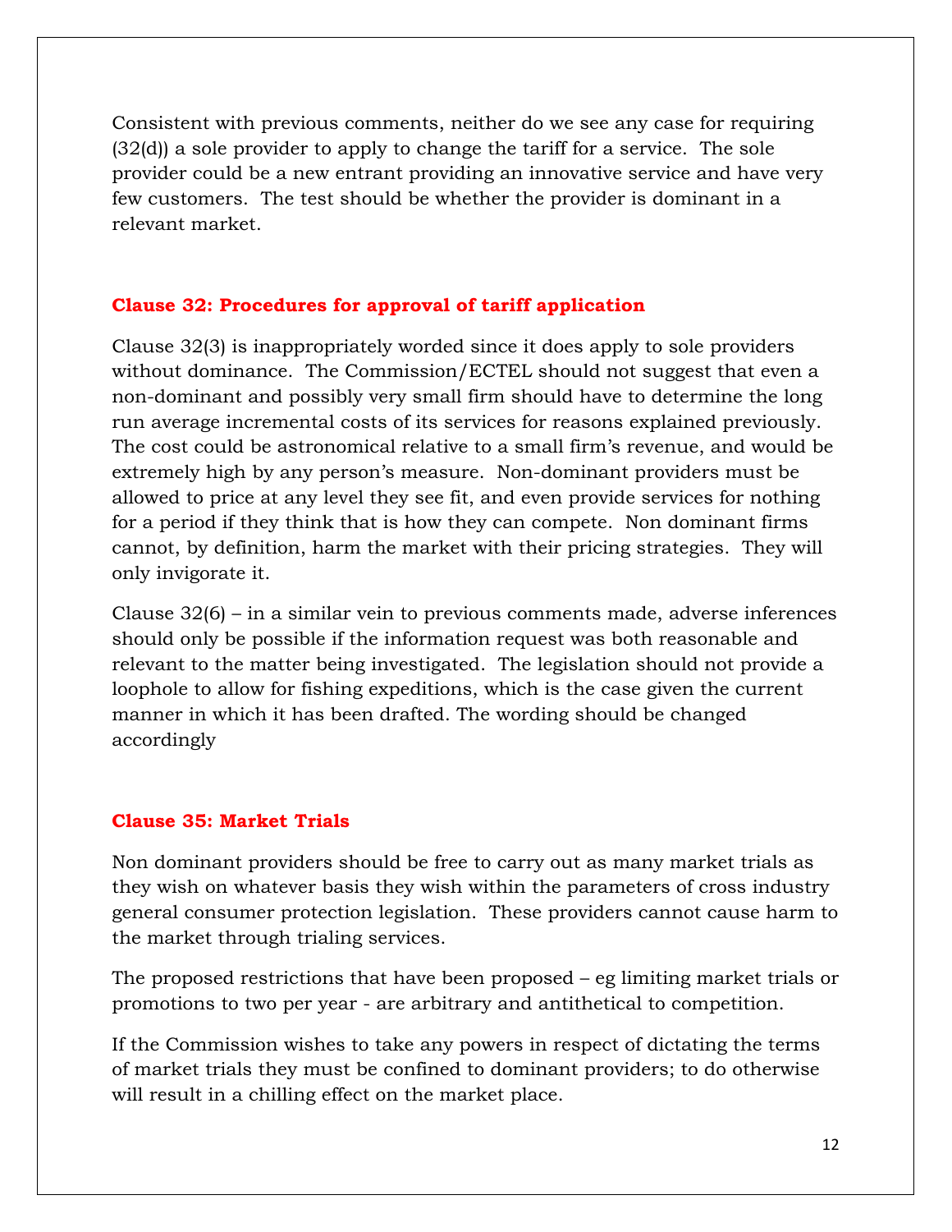Consistent with previous comments, neither do we see any case for requiring (32(d)) a sole provider to apply to change the tariff for a service. The sole provider could be a new entrant providing an innovative service and have very few customers. The test should be whether the provider is dominant in a relevant market.

## Clause 32: Procedures for approval of tariff application

Clause 32(3) is inappropriately worded since it does apply to sole providers without dominance. The Commission/ECTEL should not suggest that even a non-dominant and possibly very small firm should have to determine the long run average incremental costs of its services for reasons explained previously. The cost could be astronomical relative to a small firm's revenue, and would be extremely high by any person's measure. Non-dominant providers must be allowed to price at any level they see fit, and even provide services for nothing for a period if they think that is how they can compete. Non dominant firms cannot, by definition, harm the market with their pricing strategies. They will only invigorate it.

Clause 32(6) – in a similar vein to previous comments made, adverse inferences should only be possible if the information request was both reasonable and relevant to the matter being investigated. The legislation should not provide a loophole to allow for fishing expeditions, which is the case given the current manner in which it has been drafted. The wording should be changed accordingly

## Clause 35: Market Trials

Non dominant providers should be free to carry out as many market trials as they wish on whatever basis they wish within the parameters of cross industry general consumer protection legislation. These providers cannot cause harm to the market through trialing services.

The proposed restrictions that have been proposed – eg limiting market trials or promotions to two per year - are arbitrary and antithetical to competition.

If the Commission wishes to take any powers in respect of dictating the terms of market trials they must be confined to dominant providers; to do otherwise will result in a chilling effect on the market place.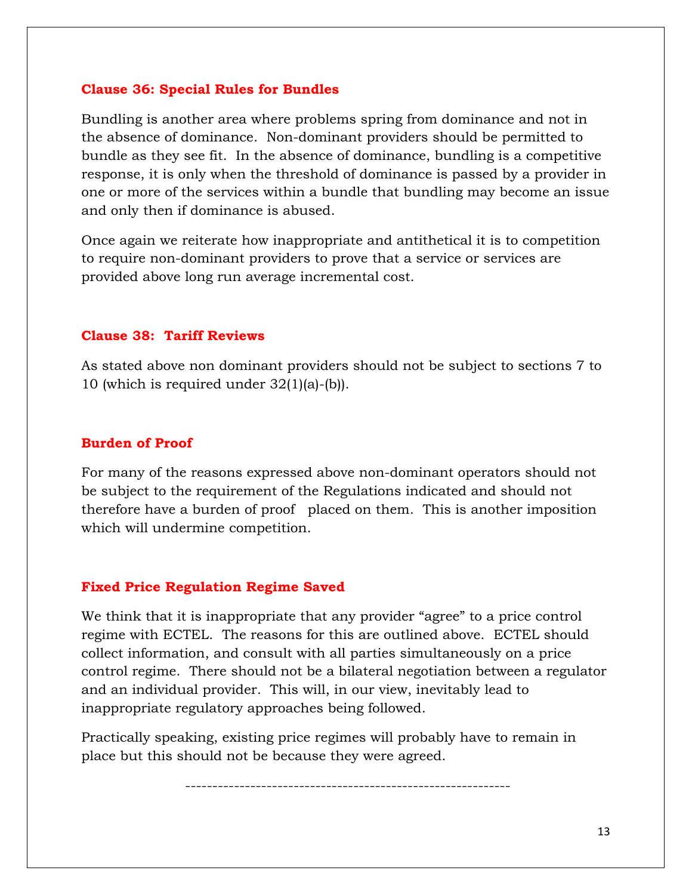### Clause 36: Special Rules for Bundles

Bundling is another area where problems spring from dominance and not in the absence of dominance. Non-dominant providers should be permitted to bundle as they see fit. In the absence of dominance, bundling is a competitive response, it is only when the threshold of dominance is passed by a provider in one or more of the services within a bundle that bundling may become an issue and only then if dominance is abused.

Once again we reiterate how inappropriate and antithetical it is to competition to require non-dominant providers to prove that a service or services are provided above long run average incremental cost.

### Clause 38: Tariff Reviews

As stated above non dominant providers should not be subject to sections 7 to 10 (which is required under 32(1)(a)-(b)).

### Burden of Proof

For many of the reasons expressed above non-dominant operators should not be subject to the requirement of the Regulations indicated and should not therefore have a burden of proof placed on them. This is another imposition which will undermine competition.

### Fixed Price Regulation Regime Saved

We think that it is inappropriate that any provider "agree" to a price control regime with ECTEL. The reasons for this are outlined above. ECTEL should collect information, and consult with all parties simultaneously on a price control regime. There should not be a bilateral negotiation between a regulator and an individual provider. This will, in our view, inevitably lead to inappropriate regulatory approaches being followed.

Practically speaking, existing price regimes will probably have to remain in place but this should not be because they were agreed.

---------------------------------------------------------